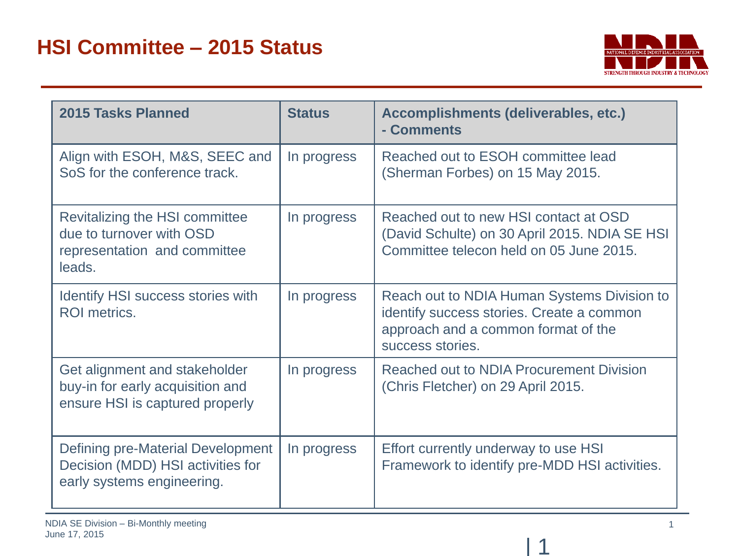# HSI Committee – 2015 Status

| 2015 Tasks Planned | Status | Accomplishments (deliverables, etc.) - Comments |
|---|---|---|
| Align with ESOH, M&S, SEEC and SoS for the conference track. | In progress | Reached out to ESOH committee lead (Sherman Forbes) on 15 May 2015. |
| Revitalizing the HSI committee due to turnover with OSD representation and committee leads. | In progress | Reached out to new HSI contact at OSD (David Schulte) on 30 April 2015. NDIA SE HSI Committee telecon held on 05 June 2015. |
| Identify HSI success stories with ROI metrics. | In progress | Reach out to NDIA Human Systems Division to identify success stories. Create a common approach and a common format of the success stories. |
| Get alignment and stakeholder buy-in for early acquisition and ensure HSI is captured properly | In progress | Reached out to NDIA Procurement Division (Chris Fletcher) on 29 April 2015. |
| Defining pre-Material Development Decision (MDD) HSI activities for early systems engineering. | In progress | Effort currently underway to use HSI Framework to identify pre-MDD HSI activities. |

NDIA SE Division – Bi-Monthly meeting
June 17, 2015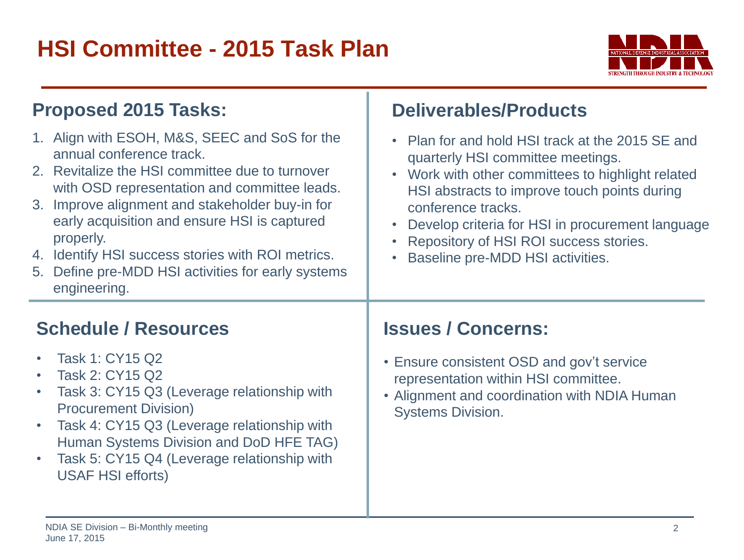# HSI Committee - 2015 Task Plan

## Proposed 2015 Tasks:

1. Align with ESOH, M&S, SEEC and SoS for the annual conference track.
2. Revitalize the HSI committee due to turnover with OSD representation and committee leads.
3. Improve alignment and stakeholder buy-in for early acquisition and ensure HSI is captured properly.
4. Identify HSI success stories with ROI metrics.
5. Define pre-MDD HSI activities for early systems engineering.

## Deliverables/Products

- Plan for and hold HSI track at the 2015 SE and quarterly HSI committee meetings.
- Work with other committees to highlight related HSI abstracts to improve touch points during conference tracks.
- Develop criteria for HSI in procurement language
- Repository of HSI ROI success stories.
- Baseline pre-MDD HSI activities.

## Schedule / Resources

- Task 1: CY15 Q2
- Task 2: CY15 Q2
- Task 3: CY15 Q3 (Leverage relationship with Procurement Division)
- Task 4: CY15 Q3 (Leverage relationship with Human Systems Division and DoD HFE TAG)
- Task 5: CY15 Q4 (Leverage relationship with USAF HSI efforts)

## Issues / Concerns:

- Ensure consistent OSD and gov't service representation within HSI committee.
- Alignment and coordination with NDIA Human Systems Division.